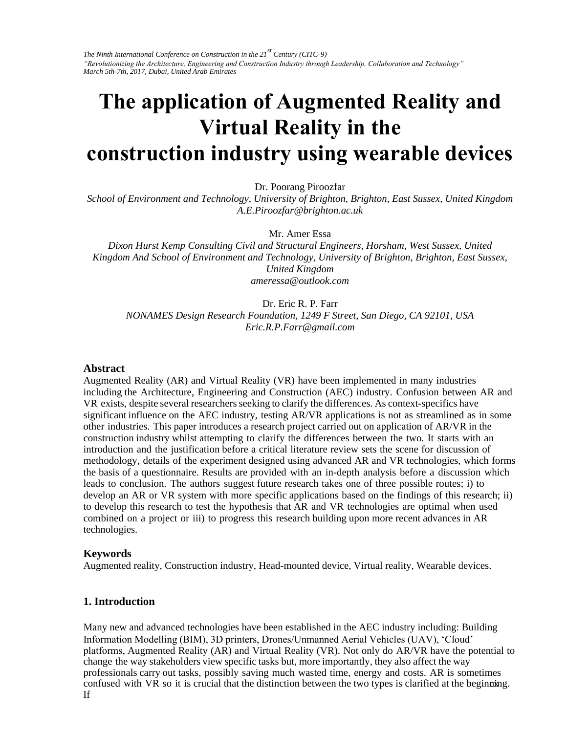*The Ninth International Conference on Construction in the 21st Century (CITC-9)*
*"Revolutionizing the Architecture, Engineering and Construction Industry through Leadership, Collaboration and Technology"*
*March 5th-7th, 2017, Dubai, United Arab Emirates*

# The application of Augmented Reality and Virtual Reality in the construction industry using wearable devices

Dr. Poorang Piroozfar
*School of Environment and Technology, University of Brighton, Brighton, East Sussex, United Kingdom*
*A.E.Piroozfar@brighton.ac.uk*

Mr. Amer Essa
*Dixon Hurst Kemp Consulting Civil and Structural Engineers, Horsham, West Sussex, United Kingdom And School of Environment and Technology, University of Brighton, Brighton, East Sussex, United Kingdom*
*ameressa@outlook.com*

Dr. Eric R. P. Farr
*NONAMES Design Research Foundation, 1249 F Street, San Diego, CA 92101, USA*
*Eric.R.P.Farr@gmail.com*

### Abstract

Augmented Reality (AR) and Virtual Reality (VR) have been implemented in many industries including the Architecture, Engineering and Construction (AEC) industry. Confusion between AR and VR exists, despite several researchers seeking to clarify the differences. As context-specifics have significant influence on the AEC industry, testing AR/VR applications is not as streamlined as in some other industries. This paper introduces a research project carried out on application of AR/VR in the construction industry whilst attempting to clarify the differences between the two. It starts with an introduction and the justification before a critical literature review sets the scene for discussion of methodology, details of the experiment designed using advanced AR and VR technologies, which forms the basis of a questionnaire. Results are provided with an in-depth analysis before a discussion which leads to conclusion. The authors suggest future research takes one of three possible routes; i) to develop an AR or VR system with more specific applications based on the findings of this research; ii) to develop this research to test the hypothesis that AR and VR technologies are optimal when used combined on a project or iii) to progress this research building upon more recent advances in AR technologies.

### Keywords

Augmented reality, Construction industry, Head-mounted device, Virtual reality, Wearable devices.

## 1. Introduction

Many new and advanced technologies have been established in the AEC industry including: Building Information Modelling (BIM), 3D printers, Drones/Unmanned Aerial Vehicles (UAV), 'Cloud' platforms, Augmented Reality (AR) and Virtual Reality (VR). Not only do AR/VR have the potential to change the way stakeholders view specific tasks but, more importantly, they also affect the way professionals carry out tasks, possibly saving much wasted time, energy and costs. AR is sometimes confused with VR so it is crucial that the distinction between the two types is clarified at the beginning. If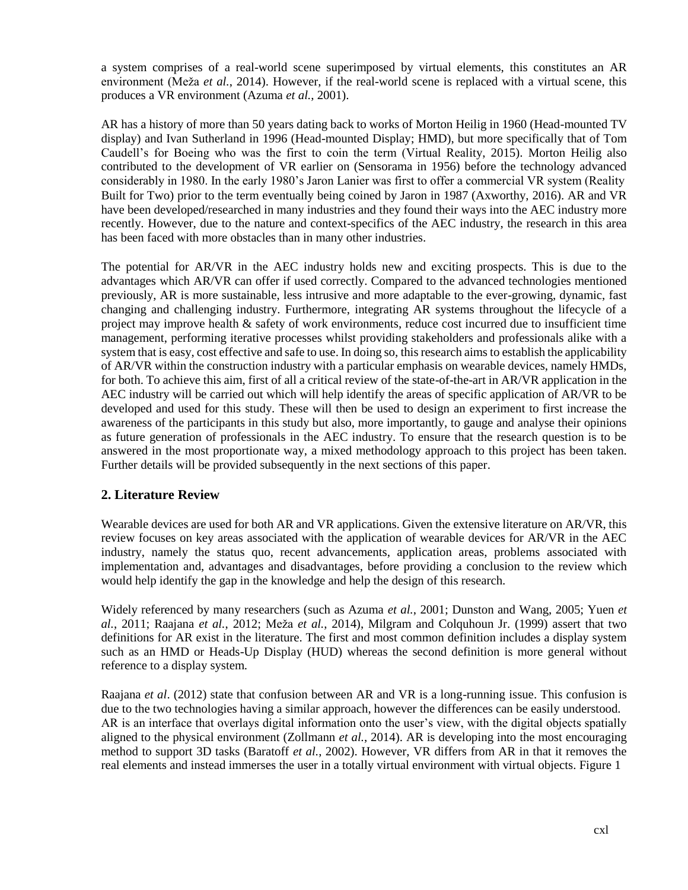a system comprises of a real-world scene superimposed by virtual elements, this constitutes an AR environment (Meža *et al.*, 2014). However, if the real-world scene is replaced with a virtual scene, this produces a VR environment (Azuma *et al.*, 2001).

AR has a history of more than 50 years dating back to works of Morton Heilig in 1960 (Head-mounted TV display) and Ivan Sutherland in 1996 (Head-mounted Display; HMD), but more specifically that of Tom Caudell's for Boeing who was the first to coin the term (Virtual Reality, 2015). Morton Heilig also contributed to the development of VR earlier on (Sensorama in 1956) before the technology advanced considerably in 1980. In the early 1980's Jaron Lanier was first to offer a commercial VR system (Reality Built for Two) prior to the term eventually being coined by Jaron in 1987 (Axworthy, 2016). AR and VR have been developed/researched in many industries and they found their ways into the AEC industry more recently. However, due to the nature and context-specifics of the AEC industry, the research in this area has been faced with more obstacles than in many other industries.

The potential for AR/VR in the AEC industry holds new and exciting prospects. This is due to the advantages which AR/VR can offer if used correctly. Compared to the advanced technologies mentioned previously, AR is more sustainable, less intrusive and more adaptable to the ever-growing, dynamic, fast changing and challenging industry. Furthermore, integrating AR systems throughout the lifecycle of a project may improve health & safety of work environments, reduce cost incurred due to insufficient time management, performing iterative processes whilst providing stakeholders and professionals alike with a system that is easy, cost effective and safe to use. In doing so, this research aims to establish the applicability of AR/VR within the construction industry with a particular emphasis on wearable devices, namely HMDs, for both. To achieve this aim, first of all a critical review of the state-of-the-art in AR/VR application in the AEC industry will be carried out which will help identify the areas of specific application of AR/VR to be developed and used for this study. These will then be used to design an experiment to first increase the awareness of the participants in this study but also, more importantly, to gauge and analyse their opinions as future generation of professionals in the AEC industry. To ensure that the research question is to be answered in the most proportionate way, a mixed methodology approach to this project has been taken. Further details will be provided subsequently in the next sections of this paper.

## 2. Literature Review

Wearable devices are used for both AR and VR applications. Given the extensive literature on AR/VR, this review focuses on key areas associated with the application of wearable devices for AR/VR in the AEC industry, namely the status quo, recent advancements, application areas, problems associated with implementation and, advantages and disadvantages, before providing a conclusion to the review which would help identify the gap in the knowledge and help the design of this research.

Widely referenced by many researchers (such as Azuma *et al.*, 2001; Dunston and Wang, 2005; Yuen *et al.*, 2011; Raajana *et al.*, 2012; Meža *et al.*, 2014), Milgram and Colquhoun Jr. (1999) assert that two definitions for AR exist in the literature. The first and most common definition includes a display system such as an HMD or Heads-Up Display (HUD) whereas the second definition is more general without reference to a display system.

Raajana *et al*. (2012) state that confusion between AR and VR is a long-running issue. This confusion is due to the two technologies having a similar approach, however the differences can be easily understood. AR is an interface that overlays digital information onto the user's view, with the digital objects spatially aligned to the physical environment (Zollmann *et al.*, 2014). AR is developing into the most encouraging method to support 3D tasks (Baratoff *et al.*, 2002). However, VR differs from AR in that it removes the real elements and instead immerses the user in a totally virtual environment with virtual objects. Figure 1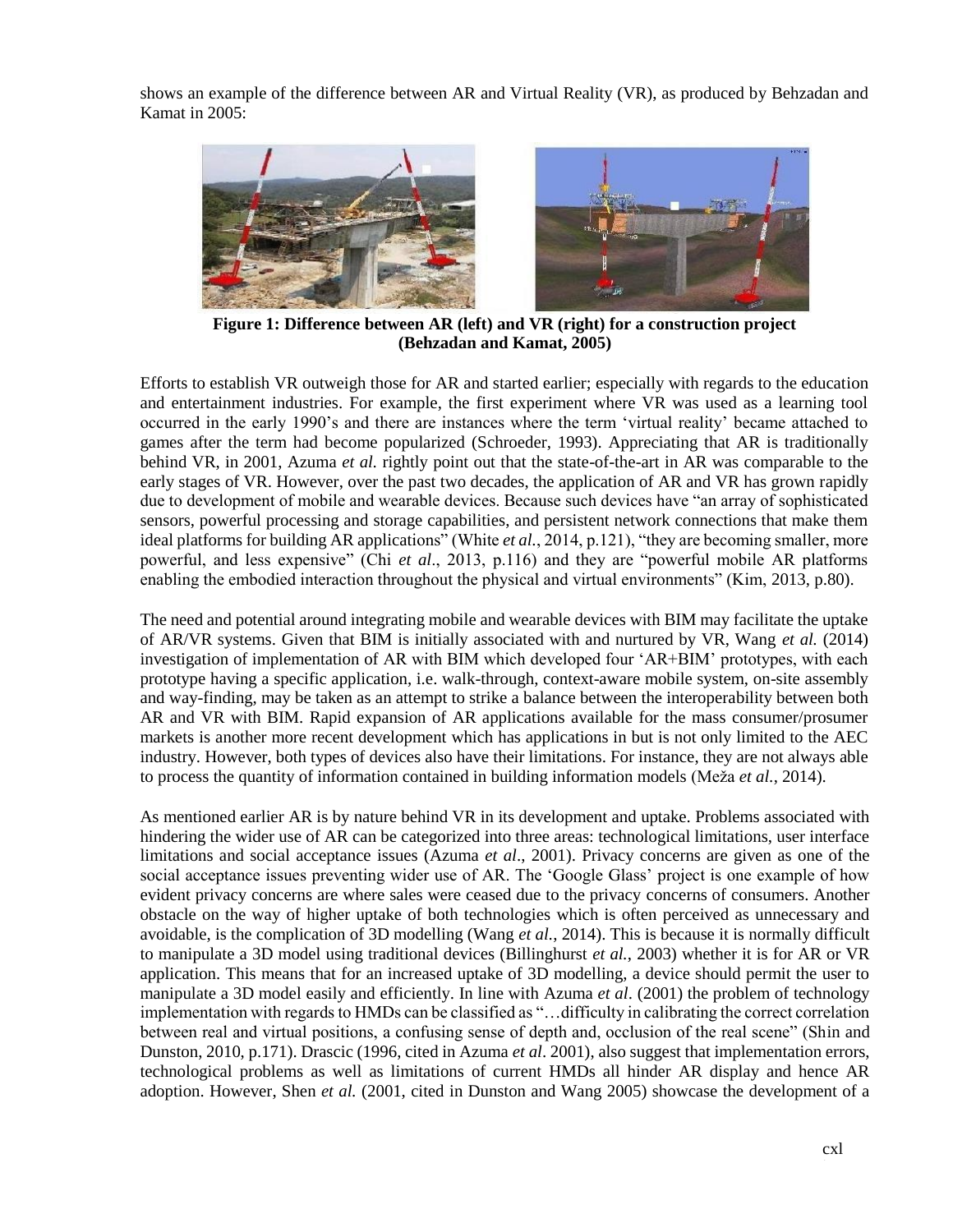shows an example of the difference between AR and Virtual Reality (VR), as produced by Behzadan and Kamat in 2005:

**Figure 1: Difference between AR (left) and VR (right) for a construction project (Behzadan and Kamat, 2005)**

Efforts to establish VR outweigh those for AR and started earlier; especially with regards to the education and entertainment industries. For example, the first experiment where VR was used as a learning tool occurred in the early 1990's and there are instances where the term 'virtual reality' became attached to games after the term had become popularized (Schroeder, 1993). Appreciating that AR is traditionally behind VR, in 2001, Azuma *et al.* rightly point out that the state-of-the-art in AR was comparable to the early stages of VR. However, over the past two decades, the application of AR and VR has grown rapidly due to development of mobile and wearable devices. Because such devices have "an array of sophisticated sensors, powerful processing and storage capabilities, and persistent network connections that make them ideal platforms for building AR applications" (White *et al.*, 2014, p.121), "they are becoming smaller, more powerful, and less expensive" (Chi *et al*., 2013, p.116) and they are "powerful mobile AR platforms enabling the embodied interaction throughout the physical and virtual environments" (Kim, 2013, p.80).

The need and potential around integrating mobile and wearable devices with BIM may facilitate the uptake of AR/VR systems. Given that BIM is initially associated with and nurtured by VR, Wang *et al.* (2014) investigation of implementation of AR with BIM which developed four 'AR+BIM' prototypes, with each prototype having a specific application, i.e. walk-through, context-aware mobile system, on-site assembly and way-finding, may be taken as an attempt to strike a balance between the interoperability between both AR and VR with BIM. Rapid expansion of AR applications available for the mass consumer/prosumer markets is another more recent development which has applications in but is not only limited to the AEC industry. However, both types of devices also have their limitations. For instance, they are not always able to process the quantity of information contained in building information models (Meža *et al.*, 2014).

As mentioned earlier AR is by nature behind VR in its development and uptake. Problems associated with hindering the wider use of AR can be categorized into three areas: technological limitations, user interface limitations and social acceptance issues (Azuma *et al*., 2001). Privacy concerns are given as one of the social acceptance issues preventing wider use of AR. The 'Google Glass' project is one example of how evident privacy concerns are where sales were ceased due to the privacy concerns of consumers. Another obstacle on the way of higher uptake of both technologies which is often perceived as unnecessary and avoidable, is the complication of 3D modelling (Wang *et al.*, 2014). This is because it is normally difficult to manipulate a 3D model using traditional devices (Billinghurst *et al.*, 2003) whether it is for AR or VR application. This means that for an increased uptake of 3D modelling, a device should permit the user to manipulate a 3D model easily and efficiently. In line with Azuma *et al*. (2001) the problem of technology implementation with regards to HMDs can be classified as "…difficulty in calibrating the correct correlation between real and virtual positions, a confusing sense of depth and, occlusion of the real scene" (Shin and Dunston, 2010, p.171). Drascic (1996, cited in Azuma *et al*. 2001), also suggest that implementation errors, technological problems as well as limitations of current HMDs all hinder AR display and hence AR adoption. However, Shen *et al.* (2001, cited in Dunston and Wang 2005) showcase the development of a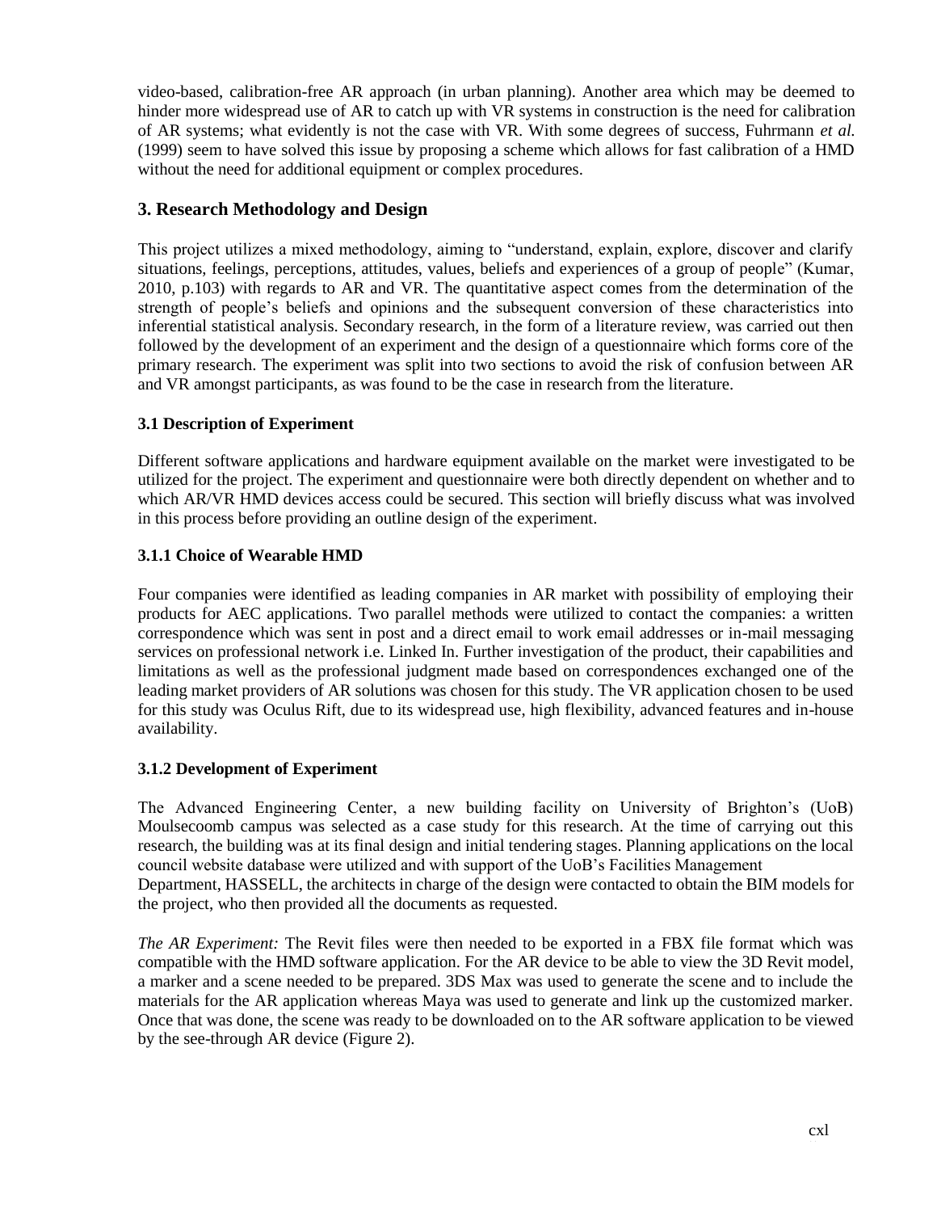video-based, calibration-free AR approach (in urban planning). Another area which may be deemed to hinder more widespread use of AR to catch up with VR systems in construction is the need for calibration of AR systems; what evidently is not the case with VR. With some degrees of success, Fuhrmann *et al.* (1999) seem to have solved this issue by proposing a scheme which allows for fast calibration of a HMD without the need for additional equipment or complex procedures.

## 3. Research Methodology and Design

This project utilizes a mixed methodology, aiming to "understand, explain, explore, discover and clarify situations, feelings, perceptions, attitudes, values, beliefs and experiences of a group of people" (Kumar, 2010, p.103) with regards to AR and VR. The quantitative aspect comes from the determination of the strength of people's beliefs and opinions and the subsequent conversion of these characteristics into inferential statistical analysis. Secondary research, in the form of a literature review, was carried out then followed by the development of an experiment and the design of a questionnaire which forms core of the primary research. The experiment was split into two sections to avoid the risk of confusion between AR and VR amongst participants, as was found to be the case in research from the literature.

### 3.1 Description of Experiment

Different software applications and hardware equipment available on the market were investigated to be utilized for the project. The experiment and questionnaire were both directly dependent on whether and to which AR/VR HMD devices access could be secured. This section will briefly discuss what was involved in this process before providing an outline design of the experiment.

#### 3.1.1 Choice of Wearable HMD

Four companies were identified as leading companies in AR market with possibility of employing their products for AEC applications. Two parallel methods were utilized to contact the companies: a written correspondence which was sent in post and a direct email to work email addresses or in-mail messaging services on professional network i.e. Linked In. Further investigation of the product, their capabilities and limitations as well as the professional judgment made based on correspondences exchanged one of the leading market providers of AR solutions was chosen for this study. The VR application chosen to be used for this study was Oculus Rift, due to its widespread use, high flexibility, advanced features and in-house availability.

#### 3.1.2 Development of Experiment

The Advanced Engineering Center, a new building facility on University of Brighton's (UoB) Moulsecoomb campus was selected as a case study for this research. At the time of carrying out this research, the building was at its final design and initial tendering stages. Planning applications on the local council website database were utilized and with support of the UoB's Facilities Management Department, HASSELL, the architects in charge of the design were contacted to obtain the BIM models for the project, who then provided all the documents as requested.

*The AR Experiment:* The Revit files were then needed to be exported in a FBX file format which was compatible with the HMD software application. For the AR device to be able to view the 3D Revit model, a marker and a scene needed to be prepared. 3DS Max was used to generate the scene and to include the materials for the AR application whereas Maya was used to generate and link up the customized marker. Once that was done, the scene was ready to be downloaded on to the AR software application to be viewed by the see-through AR device (Figure 2).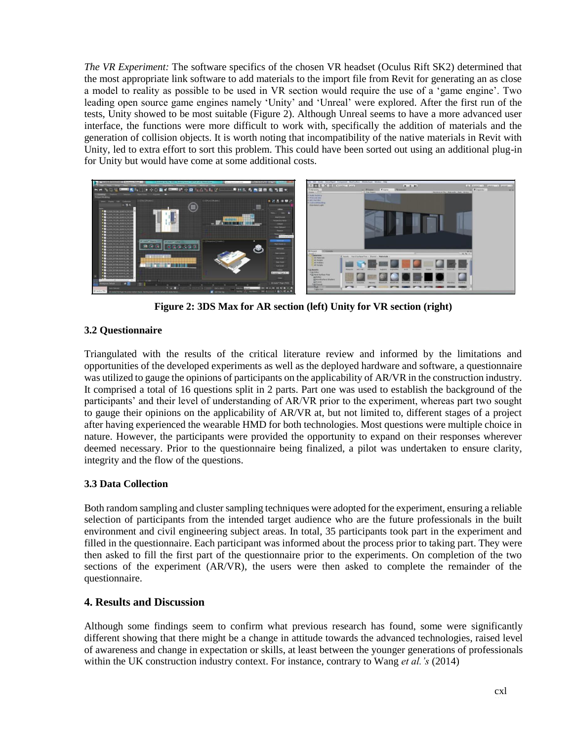*The VR Experiment:* The software specifics of the chosen VR headset (Oculus Rift SK2) determined that the most appropriate link software to add materials to the import file from Revit for generating an as close a model to reality as possible to be used in VR section would require the use of a 'game engine'. Two leading open source game engines namely 'Unity' and 'Unreal' were explored. After the first run of the tests, Unity showed to be most suitable (Figure 2). Although Unreal seems to have a more advanced user interface, the functions were more difficult to work with, specifically the addition of materials and the generation of collision objects. It is worth noting that incompatibility of the native materials in Revit with Unity, led to extra effort to sort this problem. This could have been sorted out using an additional plug-in for Unity but would have come at some additional costs.

**Figure 2: 3DS Max for AR section (left) Unity for VR section (right)**

### 3.2 Questionnaire

Triangulated with the results of the critical literature review and informed by the limitations and opportunities of the developed experiments as well as the deployed hardware and software, a questionnaire was utilized to gauge the opinions of participants on the applicability of AR/VR in the construction industry. It comprised a total of 16 questions split in 2 parts. Part one was used to establish the background of the participants' and their level of understanding of AR/VR prior to the experiment, whereas part two sought to gauge their opinions on the applicability of AR/VR at, but not limited to, different stages of a project after having experienced the wearable HMD for both technologies. Most questions were multiple choice in nature. However, the participants were provided the opportunity to expand on their responses wherever deemed necessary. Prior to the questionnaire being finalized, a pilot was undertaken to ensure clarity, integrity and the flow of the questions.

### 3.3 Data Collection

Both random sampling and cluster sampling techniques were adopted for the experiment, ensuring a reliable selection of participants from the intended target audience who are the future professionals in the built environment and civil engineering subject areas. In total, 35 participants took part in the experiment and filled in the questionnaire. Each participant was informed about the process prior to taking part. They were then asked to fill the first part of the questionnaire prior to the experiments. On completion of the two sections of the experiment (AR/VR), the users were then asked to complete the remainder of the questionnaire.

## 4. Results and Discussion

Although some findings seem to confirm what previous research has found, some were significantly different showing that there might be a change in attitude towards the advanced technologies, raised level of awareness and change in expectation or skills, at least between the younger generations of professionals within the UK construction industry context. For instance, contrary to Wang *et al.'s* (2014)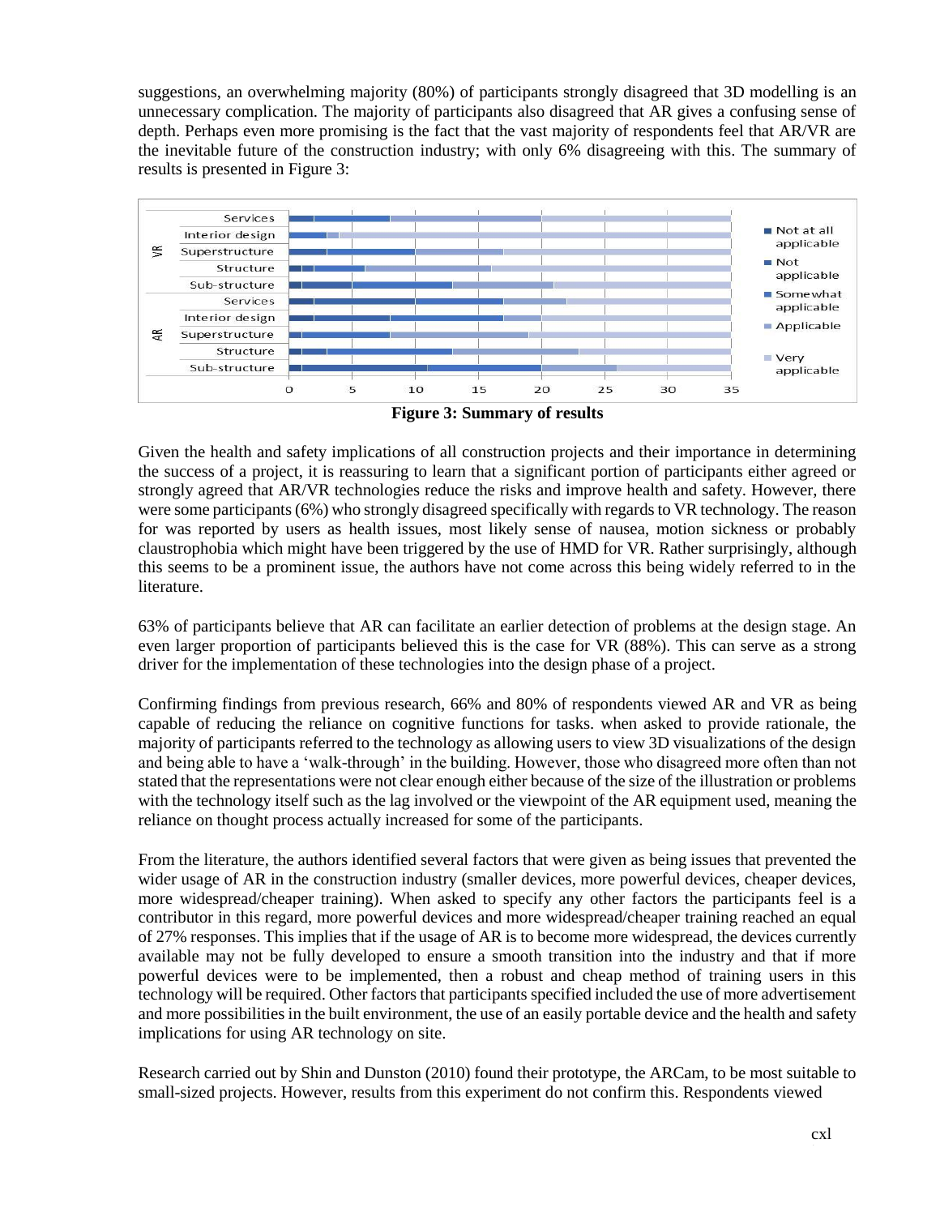suggestions, an overwhelming majority (80%) of participants strongly disagreed that 3D modelling is an unnecessary complication. The majority of participants also disagreed that AR gives a confusing sense of depth. Perhaps even more promising is the fact that the vast majority of respondents feel that AR/VR are the inevitable future of the construction industry; with only 6% disagreeing with this. The summary of results is presented in Figure 3:

**Figure 3: Summary of results**

Given the health and safety implications of all construction projects and their importance in determining the success of a project, it is reassuring to learn that a significant portion of participants either agreed or strongly agreed that AR/VR technologies reduce the risks and improve health and safety. However, there were some participants (6%) who strongly disagreed specifically with regards to VR technology. The reason for was reported by users as health issues, most likely sense of nausea, motion sickness or probably claustrophobia which might have been triggered by the use of HMD for VR. Rather surprisingly, although this seems to be a prominent issue, the authors have not come across this being widely referred to in the literature.

63% of participants believe that AR can facilitate an earlier detection of problems at the design stage. An even larger proportion of participants believed this is the case for VR (88%). This can serve as a strong driver for the implementation of these technologies into the design phase of a project.

Confirming findings from previous research, 66% and 80% of respondents viewed AR and VR as being capable of reducing the reliance on cognitive functions for tasks. when asked to provide rationale, the majority of participants referred to the technology as allowing users to view 3D visualizations of the design and being able to have a 'walk-through' in the building. However, those who disagreed more often than not stated that the representations were not clear enough either because of the size of the illustration or problems with the technology itself such as the lag involved or the viewpoint of the AR equipment used, meaning the reliance on thought process actually increased for some of the participants.

From the literature, the authors identified several factors that were given as being issues that prevented the wider usage of AR in the construction industry (smaller devices, more powerful devices, cheaper devices, more widespread/cheaper training). When asked to specify any other factors the participants feel is a contributor in this regard, more powerful devices and more widespread/cheaper training reached an equal of 27% responses. This implies that if the usage of AR is to become more widespread, the devices currently available may not be fully developed to ensure a smooth transition into the industry and that if more powerful devices were to be implemented, then a robust and cheap method of training users in this technology will be required. Other factors that participants specified included the use of more advertisement and more possibilities in the built environment, the use of an easily portable device and the health and safety implications for using AR technology on site.

Research carried out by Shin and Dunston (2010) found their prototype, the ARCam, to be most suitable to small-sized projects. However, results from this experiment do not confirm this. Respondents viewed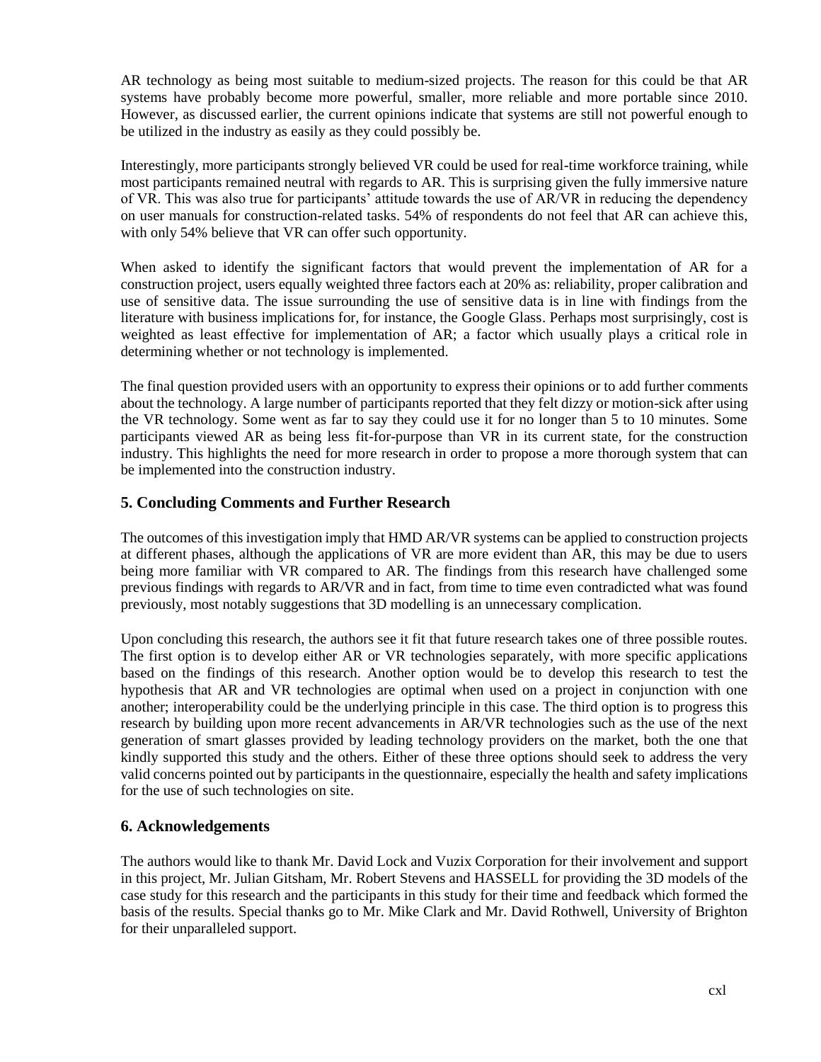AR technology as being most suitable to medium-sized projects. The reason for this could be that AR systems have probably become more powerful, smaller, more reliable and more portable since 2010. However, as discussed earlier, the current opinions indicate that systems are still not powerful enough to be utilized in the industry as easily as they could possibly be.

Interestingly, more participants strongly believed VR could be used for real-time workforce training, while most participants remained neutral with regards to AR. This is surprising given the fully immersive nature of VR. This was also true for participants' attitude towards the use of AR/VR in reducing the dependency on user manuals for construction-related tasks. 54% of respondents do not feel that AR can achieve this, with only 54% believe that VR can offer such opportunity.

When asked to identify the significant factors that would prevent the implementation of AR for a construction project, users equally weighted three factors each at 20% as: reliability, proper calibration and use of sensitive data. The issue surrounding the use of sensitive data is in line with findings from the literature with business implications for, for instance, the Google Glass. Perhaps most surprisingly, cost is weighted as least effective for implementation of AR; a factor which usually plays a critical role in determining whether or not technology is implemented.

The final question provided users with an opportunity to express their opinions or to add further comments about the technology. A large number of participants reported that they felt dizzy or motion-sick after using the VR technology. Some went as far to say they could use it for no longer than 5 to 10 minutes. Some participants viewed AR as being less fit-for-purpose than VR in its current state, for the construction industry. This highlights the need for more research in order to propose a more thorough system that can be implemented into the construction industry.

## 5. Concluding Comments and Further Research

The outcomes of this investigation imply that HMD AR/VR systems can be applied to construction projects at different phases, although the applications of VR are more evident than AR, this may be due to users being more familiar with VR compared to AR. The findings from this research have challenged some previous findings with regards to AR/VR and in fact, from time to time even contradicted what was found previously, most notably suggestions that 3D modelling is an unnecessary complication.

Upon concluding this research, the authors see it fit that future research takes one of three possible routes. The first option is to develop either AR or VR technologies separately, with more specific applications based on the findings of this research. Another option would be to develop this research to test the hypothesis that AR and VR technologies are optimal when used on a project in conjunction with one another; interoperability could be the underlying principle in this case. The third option is to progress this research by building upon more recent advancements in AR/VR technologies such as the use of the next generation of smart glasses provided by leading technology providers on the market, both the one that kindly supported this study and the others. Either of these three options should seek to address the very valid concerns pointed out by participants in the questionnaire, especially the health and safety implications for the use of such technologies on site.

## 6. Acknowledgements

The authors would like to thank Mr. David Lock and Vuzix Corporation for their involvement and support in this project, Mr. Julian Gitsham, Mr. Robert Stevens and HASSELL for providing the 3D models of the case study for this research and the participants in this study for their time and feedback which formed the basis of the results. Special thanks go to Mr. Mike Clark and Mr. David Rothwell, University of Brighton for their unparalleled support.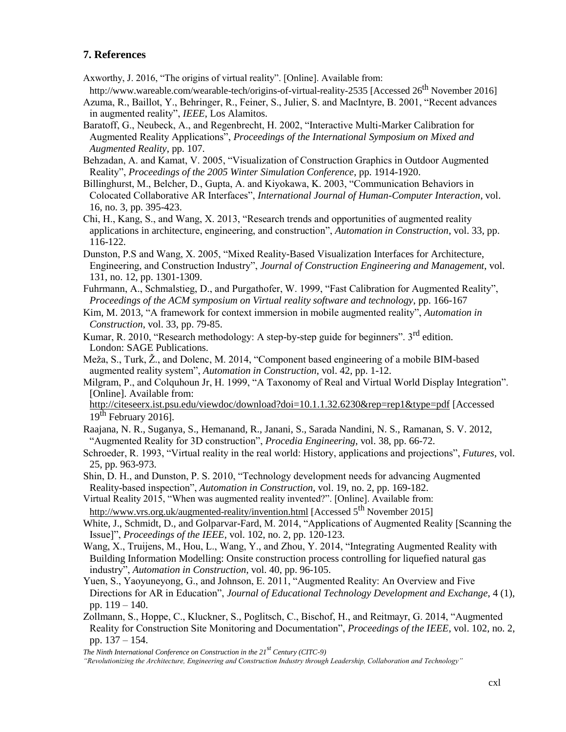## 7. References

Axworthy, J. 2016, "The origins of virtual reality". [Online]. Available from: http://www.wareable.com/wearable-tech/origins-of-virtual-reality-2535 [Accessed 26th November 2016]

Azuma, R., Baillot, Y., Behringer, R., Feiner, S., Julier, S. and MacIntyre, B. 2001, "Recent advances in augmented reality", *IEEE*, Los Alamitos.

Baratoff, G., Neubeck, A., and Regenbrecht, H. 2002, "Interactive Multi-Marker Calibration for Augmented Reality Applications", *Proceedings of the International Symposium on Mixed and Augmented Reality*, pp. 107.

Behzadan, A. and Kamat, V. 2005, "Visualization of Construction Graphics in Outdoor Augmented Reality", *Proceedings of the 2005 Winter Simulation Conference*, pp. 1914-1920.

Billinghurst, M., Belcher, D., Gupta, A. and Kiyokawa, K. 2003, "Communication Behaviors in Colocated Collaborative AR Interfaces", *International Journal of Human-Computer Interaction*, vol. 16, no. 3, pp. 395-423.

Chi, H., Kang, S., and Wang, X. 2013, "Research trends and opportunities of augmented reality applications in architecture, engineering, and construction", *Automation in Construction*, vol. 33, pp. 116-122.

Dunston, P.S and Wang, X. 2005, "Mixed Reality-Based Visualization Interfaces for Architecture, Engineering, and Construction Industry", *Journal of Construction Engineering and Management*, vol. 131, no. 12, pp. 1301-1309.

Fuhrmann, A., Schmalstieg, D., and Purgathofer, W. 1999, "Fast Calibration for Augmented Reality", *Proceedings of the ACM symposium on Virtual reality software and technology*, pp. 166-167

Kim, M. 2013, "A framework for context immersion in mobile augmented reality", *Automation in Construction*, vol. 33, pp. 79-85.

Kumar, R. 2010, "Research methodology: A step-by-step guide for beginners". 3rd edition. London: SAGE Publications.

Meža, S., Turk, Ž., and Dolenc, M. 2014, "Component based engineering of a mobile BIM-based augmented reality system", *Automation in Construction*, vol. 42, pp. 1-12.

Milgram, P., and Colquhoun Jr, H. 1999, "A Taxonomy of Real and Virtual World Display Integration". [Online]. Available from: http://citeseerx.ist.psu.edu/viewdoc/download?doi=10.1.1.32.6230&rep=rep1&type=pdf [Accessed 19th February 2016].

Raajana, N. R., Suganya, S., Hemanand, R., Janani, S., Sarada Nandini, N. S., Ramanan, S. V. 2012, "Augmented Reality for 3D construction", *Procedia Engineering*, vol. 38, pp. 66-72.

Schroeder, R. 1993, "Virtual reality in the real world: History, applications and projections", *Futures*, vol. 25, pp. 963-973.

Shin, D. H., and Dunston, P. S. 2010, "Technology development needs for advancing Augmented Reality-based inspection", *Automation in Construction*, vol. 19, no. 2, pp. 169-182.

Virtual Reality 2015, "When was augmented reality invented?". [Online]. Available from: http://www.vrs.org.uk/augmented-reality/invention.html [Accessed 5th November 2015]

White, J., Schmidt, D., and Golparvar-Fard, M. 2014, "Applications of Augmented Reality [Scanning the Issue]", *Proceedings of the IEEE*, vol. 102, no. 2, pp. 120-123.

Wang, X., Truijens, M., Hou, L., Wang, Y., and Zhou, Y. 2014, "Integrating Augmented Reality with Building Information Modelling: Onsite construction process controlling for liquefied natural gas industry", *Automation in Construction*, vol. 40, pp. 96-105.

Yuen, S., Yaoyuneyong, G., and Johnson, E. 2011, "Augmented Reality: An Overview and Five Directions for AR in Education", *Journal of Educational Technology Development and Exchange*, 4 (1), pp. 119 – 140.

Zollmann, S., Hoppe, C., Kluckner, S., Poglitsch, C., Bischof, H., and Reitmayr, G. 2014, "Augmented Reality for Construction Site Monitoring and Documentation", *Proceedings of the IEEE*, vol. 102, no. 2, pp. 137 – 154.